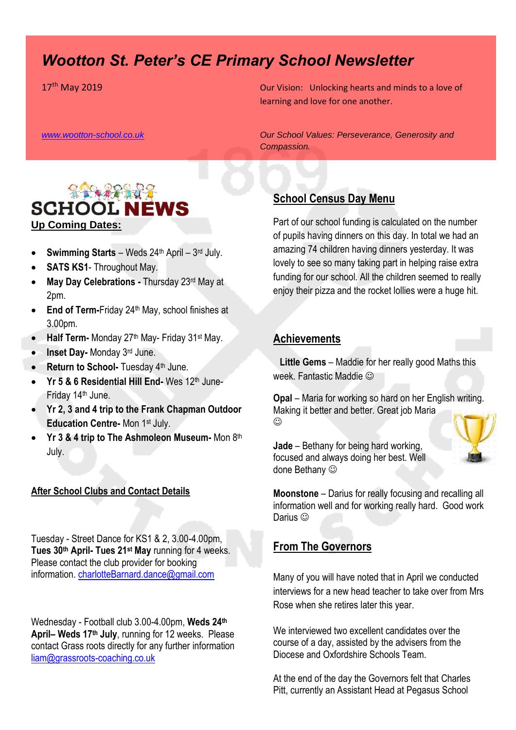# *Wootton St. Peter's CE Primary School Newsletter*

17th May 2019

Our Vision: Unlocking hearts and minds to a love of learning and love for one another.

www.wootton-school.co.uk

*Our School Values: Perseverance, Generosity and Compassion.*

## SCHOOL NEWS

**Up Coming Dates:**

- **Swimming Starts** – Weds 24th April – 3rd July.
- **SATS KS1**- Throughout May.
- **May Day Celebrations -** Thursday 23rd May at 2pm.
- **End of Term-**Friday 24th May, school finishes at 3.00pm.
- **Half Term-** Monday 27th May- Friday 31st May.
- **Inset Day-** Monday 3rd June.
- **Return to School-** Tuesday 4th June.
- **Yr 5 & 6 Residential Hill End-** Wes 12th June- Friday 14th June.
- **Yr 2, 3 and 4 trip to the Frank Chapman Outdoor Education Centre-** Mon 1st July.
- **Yr 3 & 4 trip to The Ashmoleon Museum-** Mon 8th July.

## After School Clubs and Contact Details

Tuesday - Street Dance for KS1 & 2, 3.00-4.00pm, **Tues 30th April- Tues 21st May** running for 4 weeks. Please contact the club provider for booking information. charlotteBarnard.dance@gmail.com

Wednesday - Football club 3.00-4.00pm, **Weds 24th April– Weds 17th July**, running for 12 weeks. Please contact Grass roots directly for any further information liam@grassroots-coaching.co.uk

## School Census Day Menu

Part of our school funding is calculated on the number of pupils having dinners on this day. In total we had an amazing 74 children having dinners yesterday. It was lovely to see so many taking part in helping raise extra funding for our school. All the children seemed to really enjoy their pizza and the rocket lollies were a huge hit.

## Achievements

**Little Gems** – Maddie for her really good Maths this week. Fantastic Maddie ☺

**Opal** – Maria for working so hard on her English writing. Making it better and better. Great job Maria ☺

**Jade** – Bethany for being hard working, focused and always doing her best. Well done Bethany ☺

**Moonstone** – Darius for really focusing and recalling all information well and for working really hard. Good work Darius ☺

## From The Governors

Many of you will have noted that in April we conducted interviews for a new head teacher to take over from Mrs Rose when she retires later this year.

We interviewed two excellent candidates over the course of a day, assisted by the advisers from the Diocese and Oxfordshire Schools Team.

At the end of the day the Governors felt that Charles Pitt, currently an Assistant Head at Pegasus School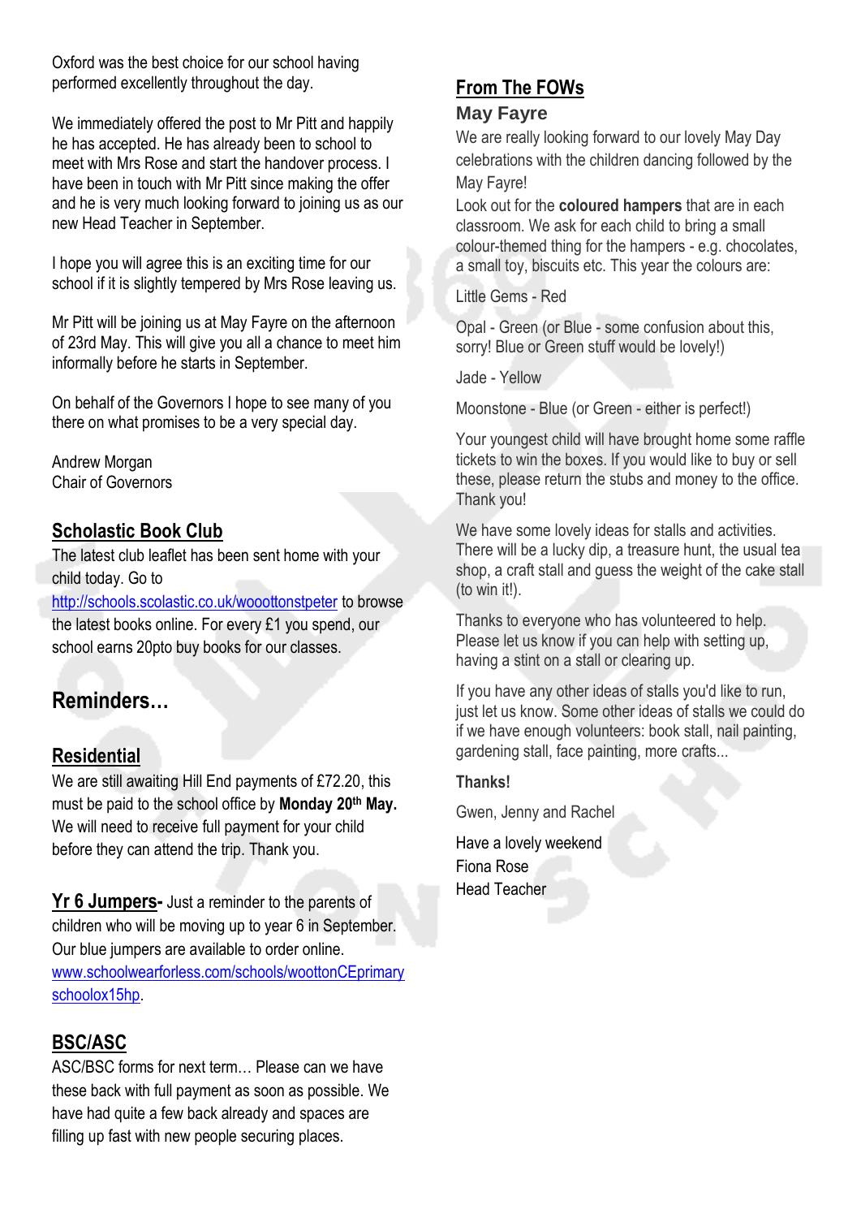Oxford was the best choice for our school having performed excellently throughout the day.

We immediately offered the post to Mr Pitt and happily he has accepted. He has already been to school to meet with Mrs Rose and start the handover process. I have been in touch with Mr Pitt since making the offer and he is very much looking forward to joining us as our new Head Teacher in September.

I hope you will agree this is an exciting time for our school if it is slightly tempered by Mrs Rose leaving us.

Mr Pitt will be joining us at May Fayre on the afternoon of 23rd May. This will give you all a chance to meet him informally before he starts in September.

On behalf of the Governors I hope to see many of you there on what promises to be a very special day.

Andrew Morgan
Chair of Governors

## Scholastic Book Club

The latest club leaflet has been sent home with your child today. Go to http://schools.scolastic.co.uk/wooottonstpeter to browse the latest books online. For every £1 you spend, our school earns 20pto buy books for our classes.

# Reminders…

## Residential

We are still awaiting Hill End payments of £72.20, this must be paid to the school office by **Monday 20th May.** We will need to receive full payment for your child before they can attend the trip. Thank you.

**Yr 6 Jumpers-** Just a reminder to the parents of children who will be moving up to year 6 in September. Our blue jumpers are available to order online. www.schoolwearforless.com/schools/woottonCEprimaryschoolox15hp.

## BSC/ASC

ASC/BSC forms for next term… Please can we have these back with full payment as soon as possible. We have had quite a few back already and spaces are filling up fast with new people securing places.

## From The FOWs

### May Fayre

We are really looking forward to our lovely May Day celebrations with the children dancing followed by the May Fayre!

Look out for the **coloured hampers** that are in each classroom. We ask for each child to bring a small colour-themed thing for the hampers - e.g. chocolates, a small toy, biscuits etc. This year the colours are:

Little Gems - Red

Opal - Green (or Blue - some confusion about this, sorry! Blue or Green stuff would be lovely!)

Jade - Yellow

Moonstone - Blue (or Green - either is perfect!)

Your youngest child will have brought home some raffle tickets to win the boxes. If you would like to buy or sell these, please return the stubs and money to the office. Thank you!

We have some lovely ideas for stalls and activities. There will be a lucky dip, a treasure hunt, the usual tea shop, a craft stall and guess the weight of the cake stall (to win it!).

Thanks to everyone who has volunteered to help. Please let us know if you can help with setting up, having a stint on a stall or clearing up.

If you have any other ideas of stalls you'd like to run, just let us know. Some other ideas of stalls we could do if we have enough volunteers: book stall, nail painting, gardening stall, face painting, more crafts...

**Thanks!**

Gwen, Jenny and Rachel

Have a lovely weekend
Fiona Rose
Head Teacher